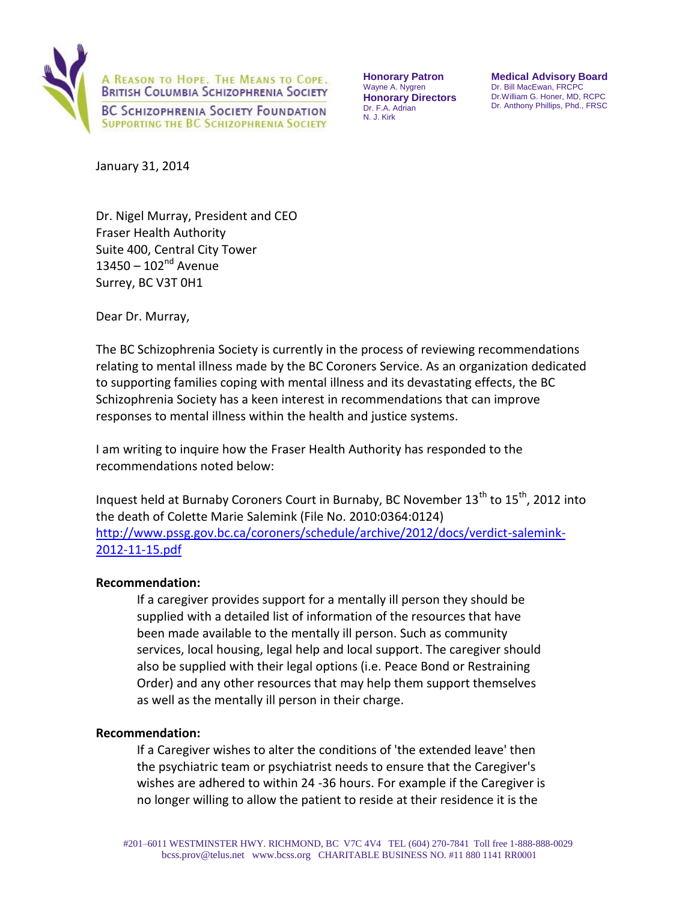A REASON TO HOPE. THE MEANS TO COPE.
BRITISH COLUMBIA SCHIZOPHRENIA SOCIETY
BC SCHIZOPHRENIA SOCIETY FOUNDATION
SUPPORTING THE BC SCHIZOPHRENIA SOCIETY

**Honorary Patron**
Wayne A. Nygren
**Honorary Directors**
Dr. F.A. Adrian
N. J. Kirk

**Medical Advisory Board**
Dr. Bill MacEwan, FRCPC
Dr.William G. Honer, MD, RCPC
Dr. Anthony Phillips, Phd., FRSC

January 31, 2014

Dr. Nigel Murray, President and CEO
Fraser Health Authority
Suite 400, Central City Tower
13450 – 102nd Avenue
Surrey, BC V3T 0H1

Dear Dr. Murray,

The BC Schizophrenia Society is currently in the process of reviewing recommendations relating to mental illness made by the BC Coroners Service. As an organization dedicated to supporting families coping with mental illness and its devastating effects, the BC Schizophrenia Society has a keen interest in recommendations that can improve responses to mental illness within the health and justice systems.

I am writing to inquire how the Fraser Health Authority has responded to the recommendations noted below:

Inquest held at Burnaby Coroners Court in Burnaby, BC November 13th to 15th, 2012 into the death of Colette Marie Salemink (File No. 2010:0364:0124)
http://www.pssg.gov.bc.ca/coroners/schedule/archive/2012/docs/verdict-salemink-2012-11-15.pdf

**Recommendation:**

> If a caregiver provides support for a mentally ill person they should be supplied with a detailed list of information of the resources that have been made available to the mentally ill person. Such as community services, local housing, legal help and local support. The caregiver should also be supplied with their legal options (i.e. Peace Bond or Restraining Order) and any other resources that may help them support themselves as well as the mentally ill person in their charge.

**Recommendation:**

> If a Caregiver wishes to alter the conditions of 'the extended leave' then the psychiatric team or psychiatrist needs to ensure that the Caregiver's wishes are adhered to within 24 -36 hours. For example if the Caregiver is no longer willing to allow the patient to reside at their residence it is the

#201–6011 WESTMINSTER HWY. RICHMOND, BC V7C 4V4 TEL (604) 270-7841 Toll free 1-888-888-0029
bcss.prov@telus.net www.bcss.org CHARITABLE BUSINESS NO. #11 880 1141 RR0001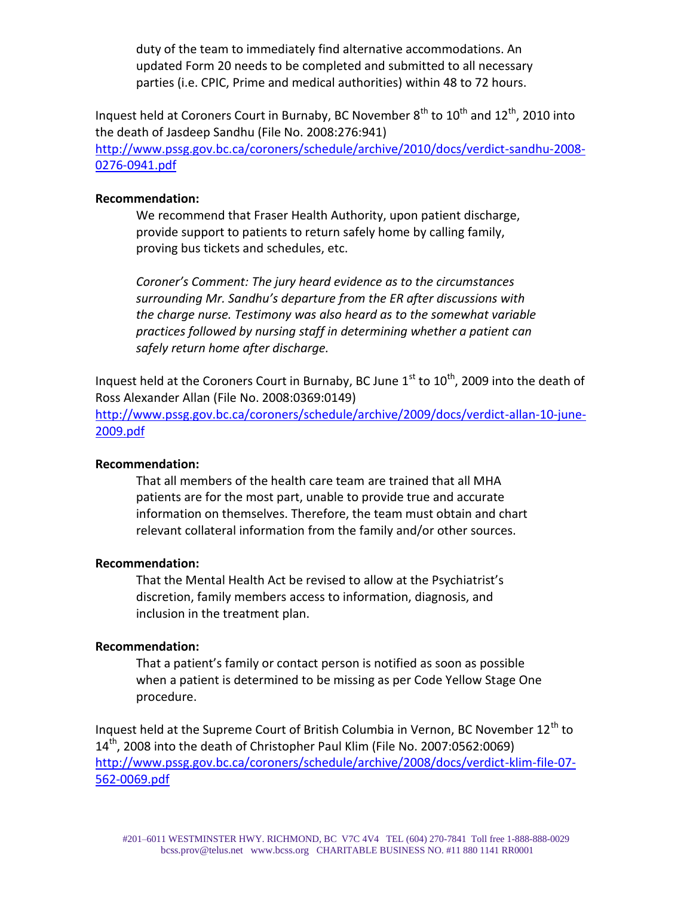duty of the team to immediately find alternative accommodations. An updated Form 20 needs to be completed and submitted to all necessary parties (i.e. CPIC, Prime and medical authorities) within 48 to 72 hours.

Inquest held at Coroners Court in Burnaby, BC November 8th to 10th and 12th, 2010 into the death of Jasdeep Sandhu (File No. 2008:276:941)
http://www.pssg.gov.bc.ca/coroners/schedule/archive/2010/docs/verdict-sandhu-2008-0276-0941.pdf

**Recommendation:**

We recommend that Fraser Health Authority, upon patient discharge, provide support to patients to return safely home by calling family, proving bus tickets and schedules, etc.

*Coroner's Comment: The jury heard evidence as to the circumstances surrounding Mr. Sandhu's departure from the ER after discussions with the charge nurse. Testimony was also heard as to the somewhat variable practices followed by nursing staff in determining whether a patient can safely return home after discharge.*

Inquest held at the Coroners Court in Burnaby, BC June 1st to 10th, 2009 into the death of Ross Alexander Allan (File No. 2008:0369:0149)
http://www.pssg.gov.bc.ca/coroners/schedule/archive/2009/docs/verdict-allan-10-june-2009.pdf

**Recommendation:**

That all members of the health care team are trained that all MHA patients are for the most part, unable to provide true and accurate information on themselves. Therefore, the team must obtain and chart relevant collateral information from the family and/or other sources.

**Recommendation:**

That the Mental Health Act be revised to allow at the Psychiatrist's discretion, family members access to information, diagnosis, and inclusion in the treatment plan.

**Recommendation:**

That a patient's family or contact person is notified as soon as possible when a patient is determined to be missing as per Code Yellow Stage One procedure.

Inquest held at the Supreme Court of British Columbia in Vernon, BC November 12th to 14th, 2008 into the death of Christopher Paul Klim (File No. 2007:0562:0069)
http://www.pssg.gov.bc.ca/coroners/schedule/archive/2008/docs/verdict-klim-file-07-562-0069.pdf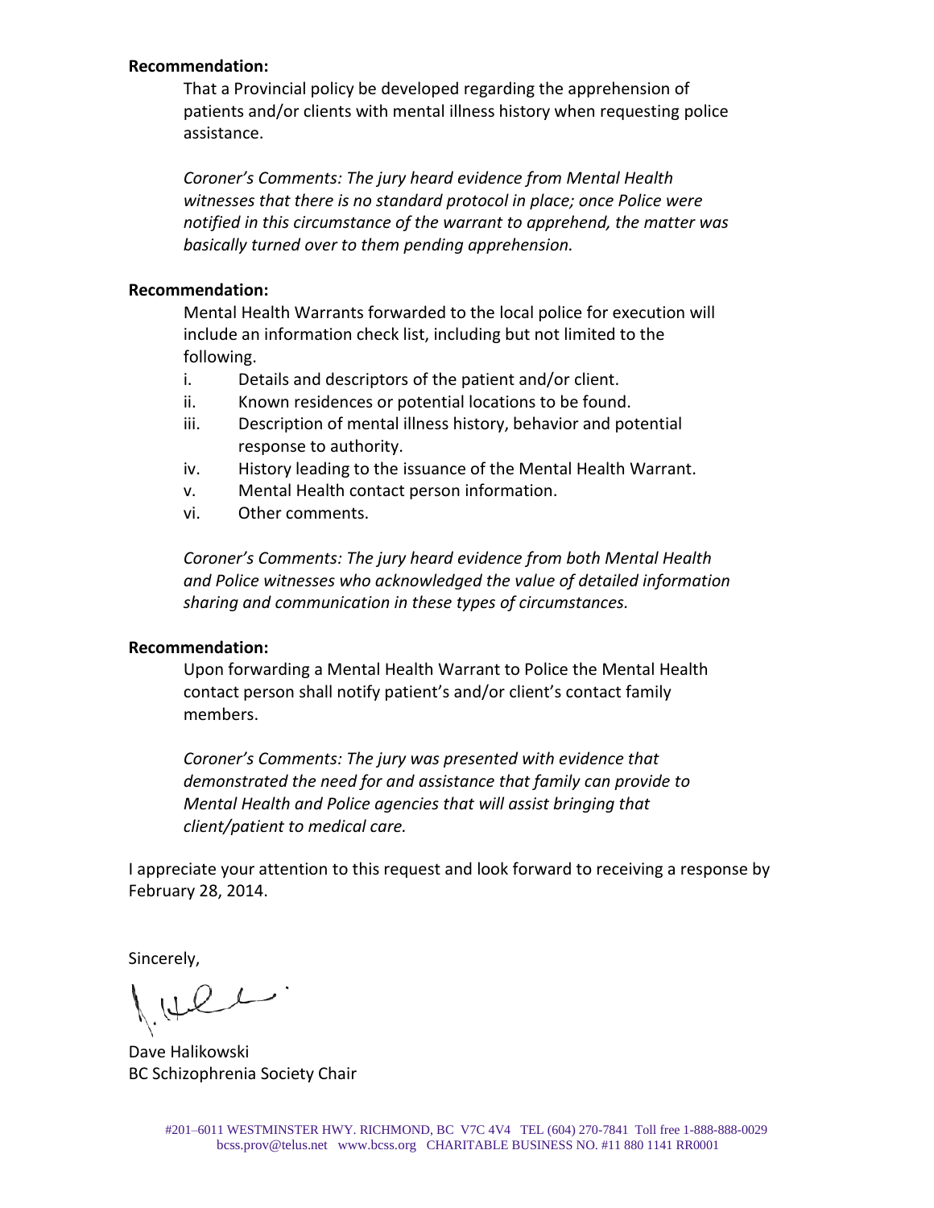**Recommendation:**

That a Provincial policy be developed regarding the apprehension of patients and/or clients with mental illness history when requesting police assistance.

*Coroner's Comments: The jury heard evidence from Mental Health witnesses that there is no standard protocol in place; once Police were notified in this circumstance of the warrant to apprehend, the matter was basically turned over to them pending apprehension.*

**Recommendation:**

Mental Health Warrants forwarded to the local police for execution will include an information check list, including but not limited to the following.

i. Details and descriptors of the patient and/or client.
ii. Known residences or potential locations to be found.
iii. Description of mental illness history, behavior and potential response to authority.
iv. History leading to the issuance of the Mental Health Warrant.
v. Mental Health contact person information.
vi. Other comments.

*Coroner's Comments: The jury heard evidence from both Mental Health and Police witnesses who acknowledged the value of detailed information sharing and communication in these types of circumstances.*

**Recommendation:**

Upon forwarding a Mental Health Warrant to Police the Mental Health contact person shall notify patient's and/or client's contact family members.

*Coroner's Comments: The jury was presented with evidence that demonstrated the need for and assistance that family can provide to Mental Health and Police agencies that will assist bringing that client/patient to medical care.*

I appreciate your attention to this request and look forward to receiving a response by February 28, 2014.

Sincerely,

Dave Halikowski
BC Schizophrenia Society Chair

#201–6011 WESTMINSTER HWY. RICHMOND, BC V7C 4V4 TEL (604) 270-7841 Toll free 1-888-888-0029
bcss.prov@telus.net www.bcss.org CHARITABLE BUSINESS NO. #11 880 1141 RR0001